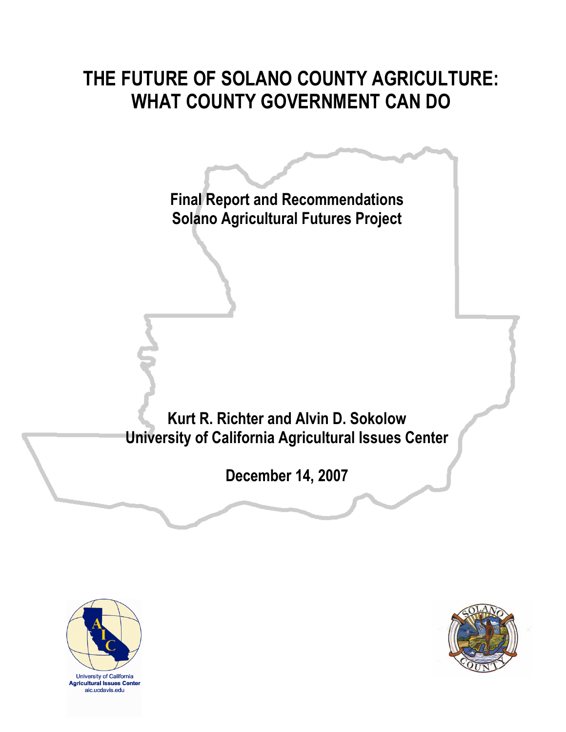# THE FUTURE OF SOLANO COUNTY AGRICULTURE: WHAT COUNTY GOVERNMENT CAN DO

**Final Report and Recommendations**
**Solano Agricultural Futures Project**

**Kurt R. Richter and Alvin D. Sokolow**
**University of California Agricultural Issues Center**

**December 14, 2007**

University of California
Agricultural Issues Center
aic.ucdavis.edu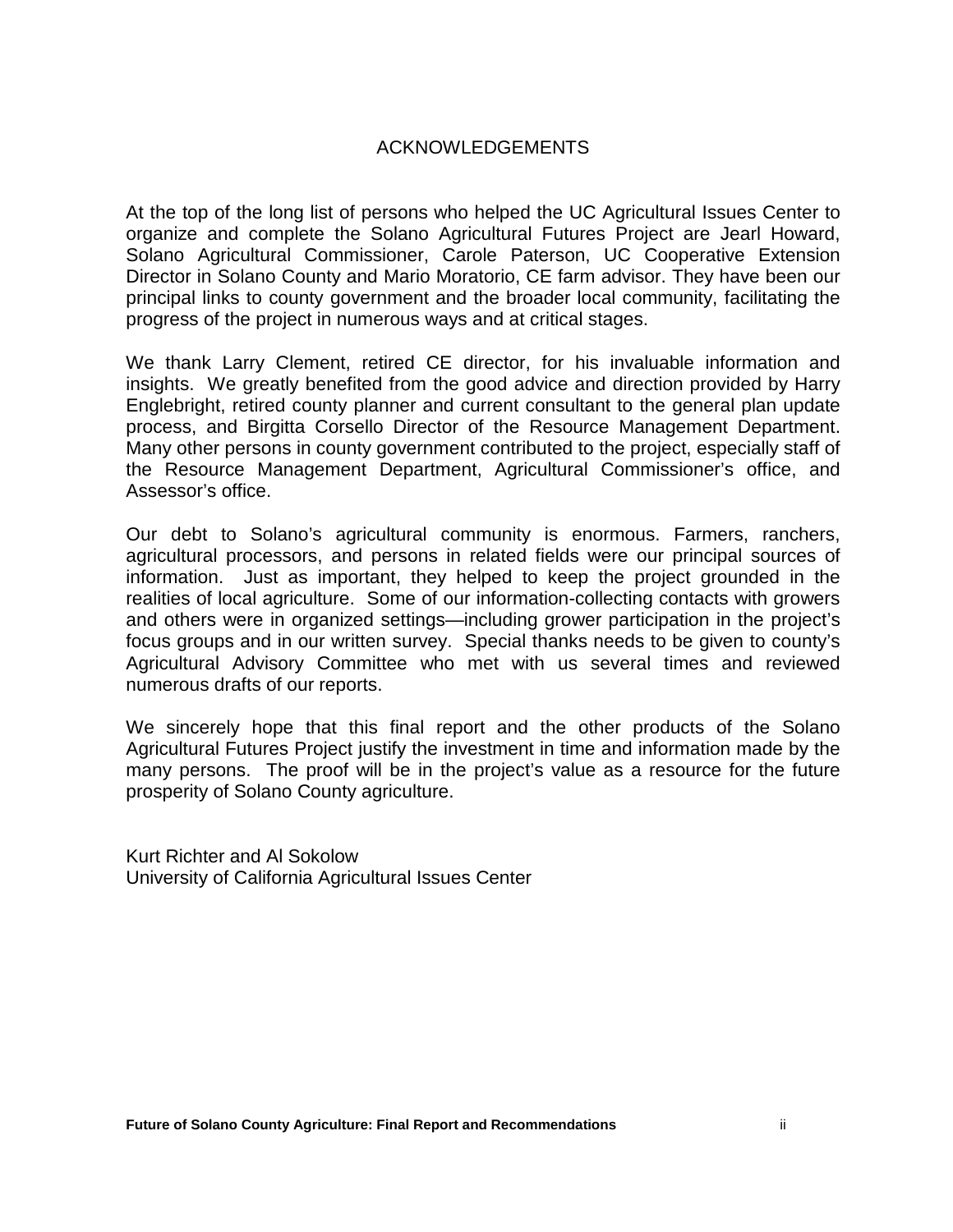# ACKNOWLEDGEMENTS

At the top of the long list of persons who helped the UC Agricultural Issues Center to organize and complete the Solano Agricultural Futures Project are Jearl Howard, Solano Agricultural Commissioner, Carole Paterson, UC Cooperative Extension Director in Solano County and Mario Moratorio, CE farm advisor. They have been our principal links to county government and the broader local community, facilitating the progress of the project in numerous ways and at critical stages.

We thank Larry Clement, retired CE director, for his invaluable information and insights. We greatly benefited from the good advice and direction provided by Harry Englebright, retired county planner and current consultant to the general plan update process, and Birgitta Corsello Director of the Resource Management Department. Many other persons in county government contributed to the project, especially staff of the Resource Management Department, Agricultural Commissioner's office, and Assessor's office.

Our debt to Solano's agricultural community is enormous. Farmers, ranchers, agricultural processors, and persons in related fields were our principal sources of information. Just as important, they helped to keep the project grounded in the realities of local agriculture. Some of our information-collecting contacts with growers and others were in organized settings—including grower participation in the project's focus groups and in our written survey. Special thanks needs to be given to county's Agricultural Advisory Committee who met with us several times and reviewed numerous drafts of our reports.

We sincerely hope that this final report and the other products of the Solano Agricultural Futures Project justify the investment in time and information made by the many persons. The proof will be in the project's value as a resource for the future prosperity of Solano County agriculture.

Kurt Richter and Al Sokolow
University of California Agricultural Issues Center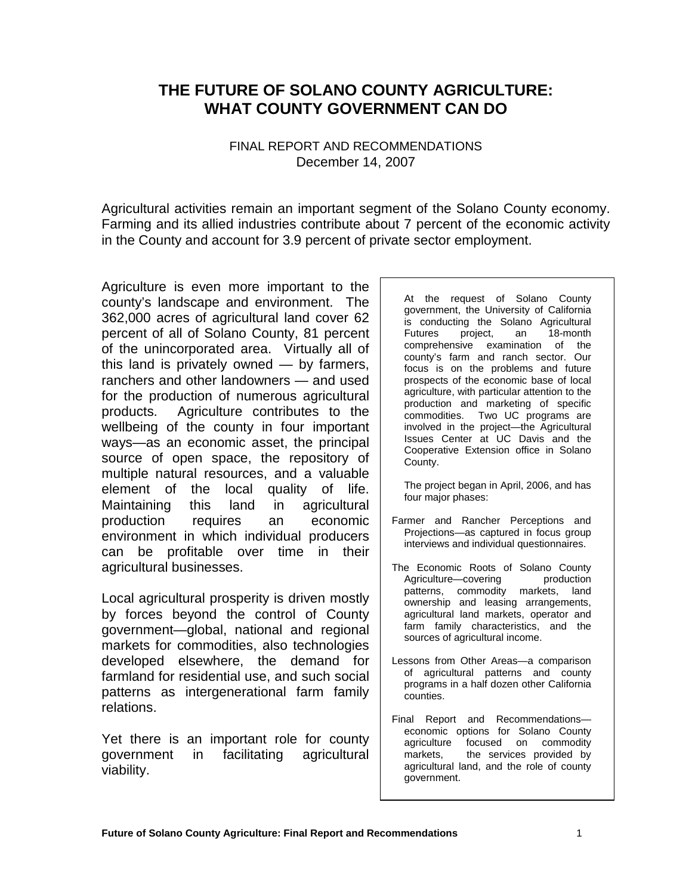# THE FUTURE OF SOLANO COUNTY AGRICULTURE: WHAT COUNTY GOVERNMENT CAN DO

FINAL REPORT AND RECOMMENDATIONS
December 14, 2007

Agricultural activities remain an important segment of the Solano County economy. Farming and its allied industries contribute about 7 percent of the economic activity in the County and account for 3.9 percent of private sector employment.

Agriculture is even more important to the county's landscape and environment. The 362,000 acres of agricultural land cover 62 percent of all of Solano County, 81 percent of the unincorporated area. Virtually all of this land is privately owned — by farmers, ranchers and other landowners — and used for the production of numerous agricultural products. Agriculture contributes to the wellbeing of the county in four important ways—as an economic asset, the principal source of open space, the repository of multiple natural resources, and a valuable element of the local quality of life. Maintaining this land in agricultural production requires an economic environment in which individual producers can be profitable over time in their agricultural businesses.

Local agricultural prosperity is driven mostly by forces beyond the control of County government—global, national and regional markets for commodities, also technologies developed elsewhere, the demand for farmland for residential use, and such social patterns as intergenerational farm family relations.

Yet there is an important role for county government in facilitating agricultural viability.

> At the request of Solano County government, the University of California is conducting the Solano Agricultural Futures project, an 18-month comprehensive examination of the county's farm and ranch sector. Our focus is on the problems and future prospects of the economic base of local agriculture, with particular attention to the production and marketing of specific commodities. Two UC programs are involved in the project—the Agricultural Issues Center at UC Davis and the Cooperative Extension office in Solano County.
>
> The project began in April, 2006, and has four major phases:
>
> Farmer and Rancher Perceptions and Projections—as captured in focus group interviews and individual questionnaires.
>
> The Economic Roots of Solano County Agriculture—covering production patterns, commodity markets, land ownership and leasing arrangements, agricultural land markets, operator and farm family characteristics, and the sources of agricultural income.
>
> Lessons from Other Areas—a comparison of agricultural patterns and county programs in a half dozen other California counties.
>
> Final Report and Recommendations—economic options for Solano County agriculture focused on commodity markets, the services provided by agricultural land, and the role of county government.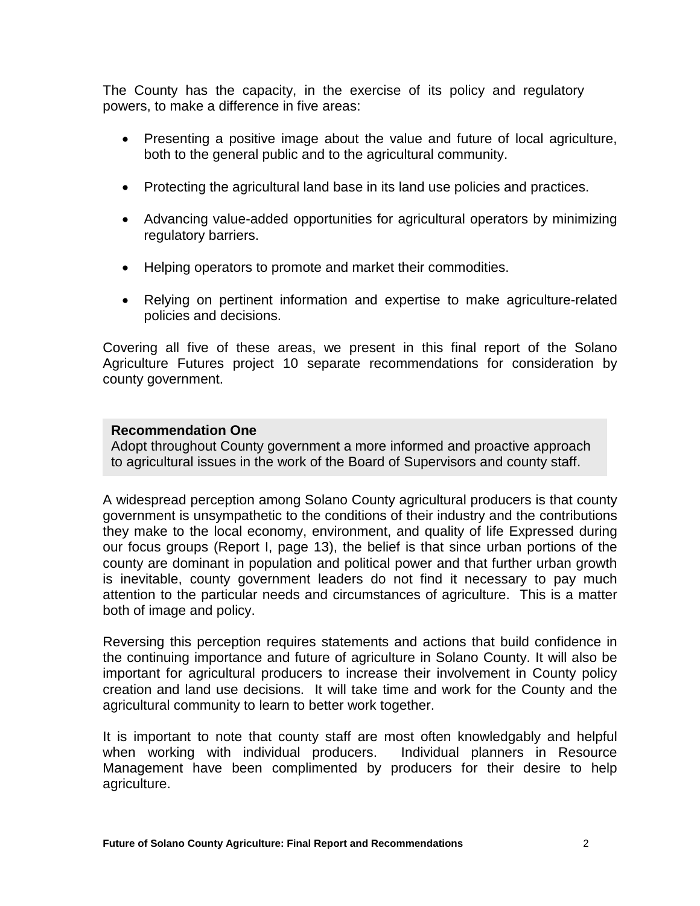The County has the capacity, in the exercise of its policy and regulatory powers, to make a difference in five areas:

- Presenting a positive image about the value and future of local agriculture, both to the general public and to the agricultural community.
- Protecting the agricultural land base in its land use policies and practices.
- Advancing value-added opportunities for agricultural operators by minimizing regulatory barriers.
- Helping operators to promote and market their commodities.
- Relying on pertinent information and expertise to make agriculture-related policies and decisions.

Covering all five of these areas, we present in this final report of the Solano Agriculture Futures project 10 separate recommendations for consideration by county government.

**Recommendation One**
Adopt throughout County government a more informed and proactive approach to agricultural issues in the work of the Board of Supervisors and county staff.

A widespread perception among Solano County agricultural producers is that county government is unsympathetic to the conditions of their industry and the contributions they make to the local economy, environment, and quality of life Expressed during our focus groups (Report I, page 13), the belief is that since urban portions of the county are dominant in population and political power and that further urban growth is inevitable, county government leaders do not find it necessary to pay much attention to the particular needs and circumstances of agriculture. This is a matter both of image and policy.

Reversing this perception requires statements and actions that build confidence in the continuing importance and future of agriculture in Solano County. It will also be important for agricultural producers to increase their involvement in County policy creation and land use decisions. It will take time and work for the County and the agricultural community to learn to better work together.

It is important to note that county staff are most often knowledgably and helpful when working with individual producers. Individual planners in Resource Management have been complimented by producers for their desire to help agriculture.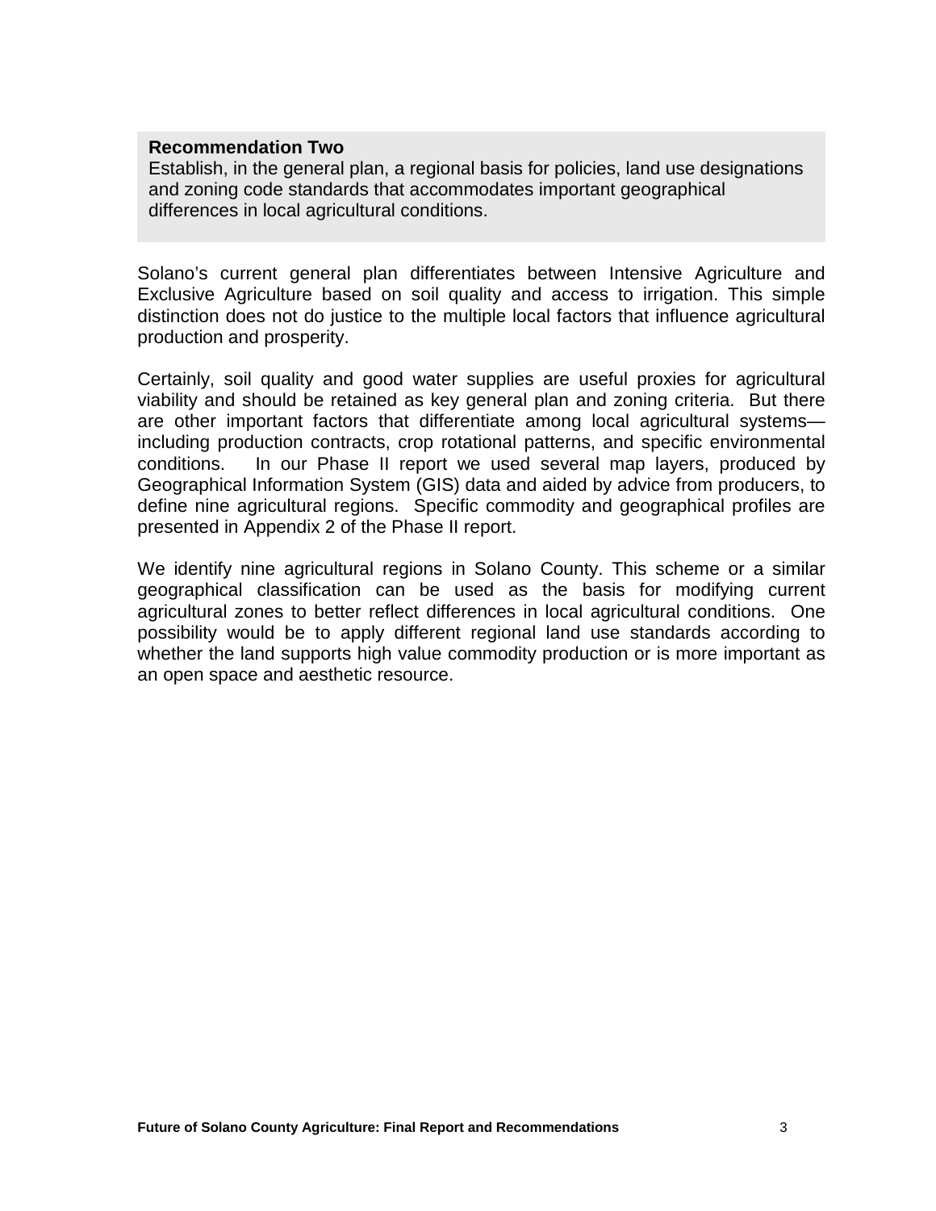**Recommendation Two**

Establish, in the general plan, a regional basis for policies, land use designations and zoning code standards that accommodates important geographical differences in local agricultural conditions.

Solano's current general plan differentiates between Intensive Agriculture and Exclusive Agriculture based on soil quality and access to irrigation. This simple distinction does not do justice to the multiple local factors that influence agricultural production and prosperity.

Certainly, soil quality and good water supplies are useful proxies for agricultural viability and should be retained as key general plan and zoning criteria. But there are other important factors that differentiate among local agricultural systems—including production contracts, crop rotational patterns, and specific environmental conditions. In our Phase II report we used several map layers, produced by Geographical Information System (GIS) data and aided by advice from producers, to define nine agricultural regions. Specific commodity and geographical profiles are presented in Appendix 2 of the Phase II report.

We identify nine agricultural regions in Solano County. This scheme or a similar geographical classification can be used as the basis for modifying current agricultural zones to better reflect differences in local agricultural conditions. One possibility would be to apply different regional land use standards according to whether the land supports high value commodity production or is more important as an open space and aesthetic resource.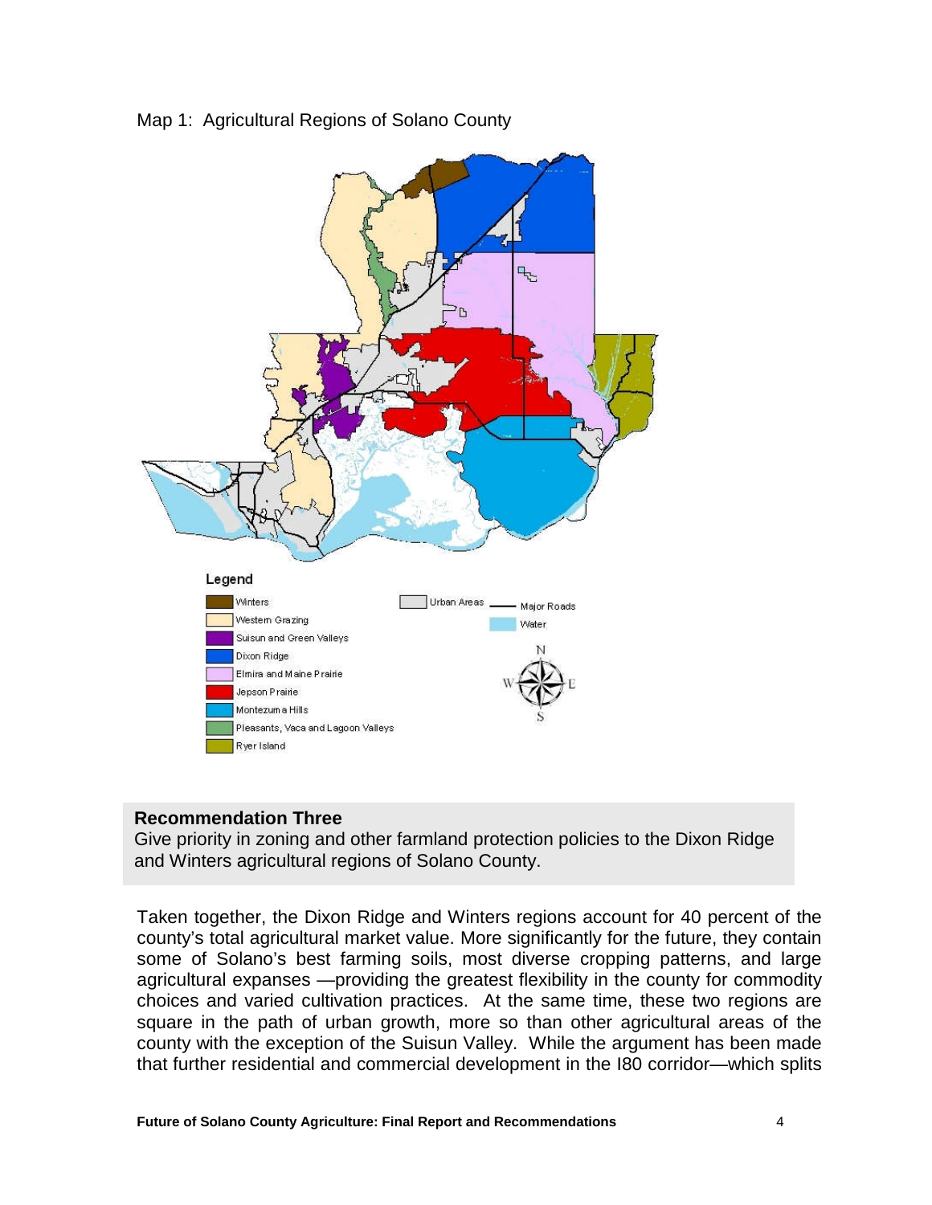Map 1: Agricultural Regions of Solano County

Legend

- Winters
- Western Grazing
- Suisun and Green Valleys
- Dixon Ridge
- Elmira and Maine Prairie
- Jepson Prairie
- Montezuma Hills
- Pleasants, Vaca and Lagoon Valleys
- Ryer Island
- Urban Areas
- Major Roads
- Water

**Recommendation Three**

Give priority in zoning and other farmland protection policies to the Dixon Ridge and Winters agricultural regions of Solano County.

Taken together, the Dixon Ridge and Winters regions account for 40 percent of the county's total agricultural market value. More significantly for the future, they contain some of Solano's best farming soils, most diverse cropping patterns, and large agricultural expanses —providing the greatest flexibility in the county for commodity choices and varied cultivation practices. At the same time, these two regions are square in the path of urban growth, more so than other agricultural areas of the county with the exception of the Suisun Valley. While the argument has been made that further residential and commercial development in the I80 corridor—which splits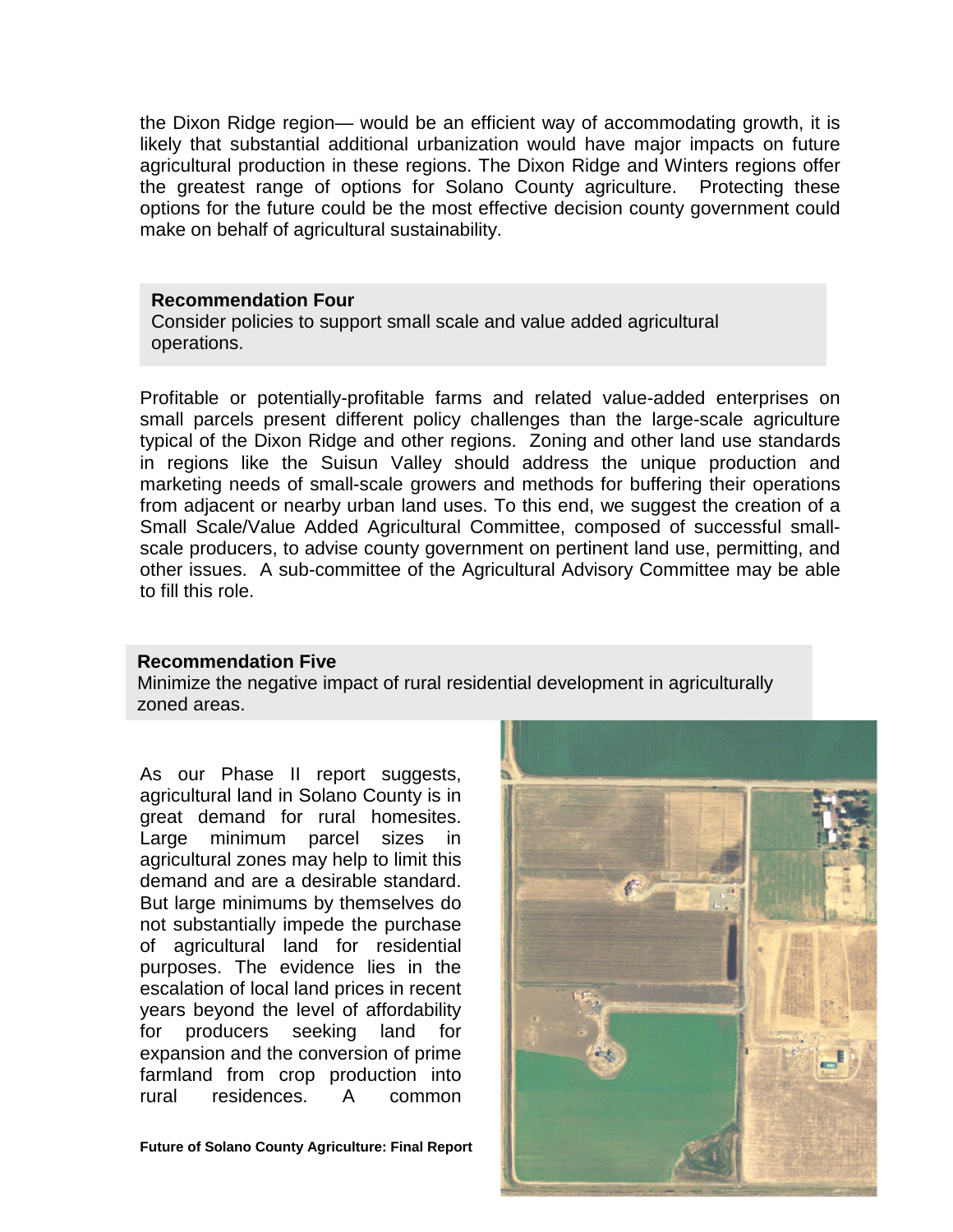the Dixon Ridge region— would be an efficient way of accommodating growth, it is likely that substantial additional urbanization would have major impacts on future agricultural production in these regions. The Dixon Ridge and Winters regions offer the greatest range of options for Solano County agriculture. Protecting these options for the future could be the most effective decision county government could make on behalf of agricultural sustainability.

**Recommendation Four**
Consider policies to support small scale and value added agricultural operations.

Profitable or potentially-profitable farms and related value-added enterprises on small parcels present different policy challenges than the large-scale agriculture typical of the Dixon Ridge and other regions. Zoning and other land use standards in regions like the Suisun Valley should address the unique production and marketing needs of small-scale growers and methods for buffering their operations from adjacent or nearby urban land uses. To this end, we suggest the creation of a Small Scale/Value Added Agricultural Committee, composed of successful small-scale producers, to advise county government on pertinent land use, permitting, and other issues. A sub-committee of the Agricultural Advisory Committee may be able to fill this role.

**Recommendation Five**
Minimize the negative impact of rural residential development in agriculturally zoned areas.

As our Phase II report suggests, agricultural land in Solano County is in great demand for rural homesites. Large minimum parcel sizes in agricultural zones may help to limit this demand and are a desirable standard. But large minimums by themselves do not substantially impede the purchase of agricultural land for residential purposes. The evidence lies in the escalation of local land prices in recent years beyond the level of affordability for producers seeking land for expansion and the conversion of prime farmland from crop production into rural residences. A common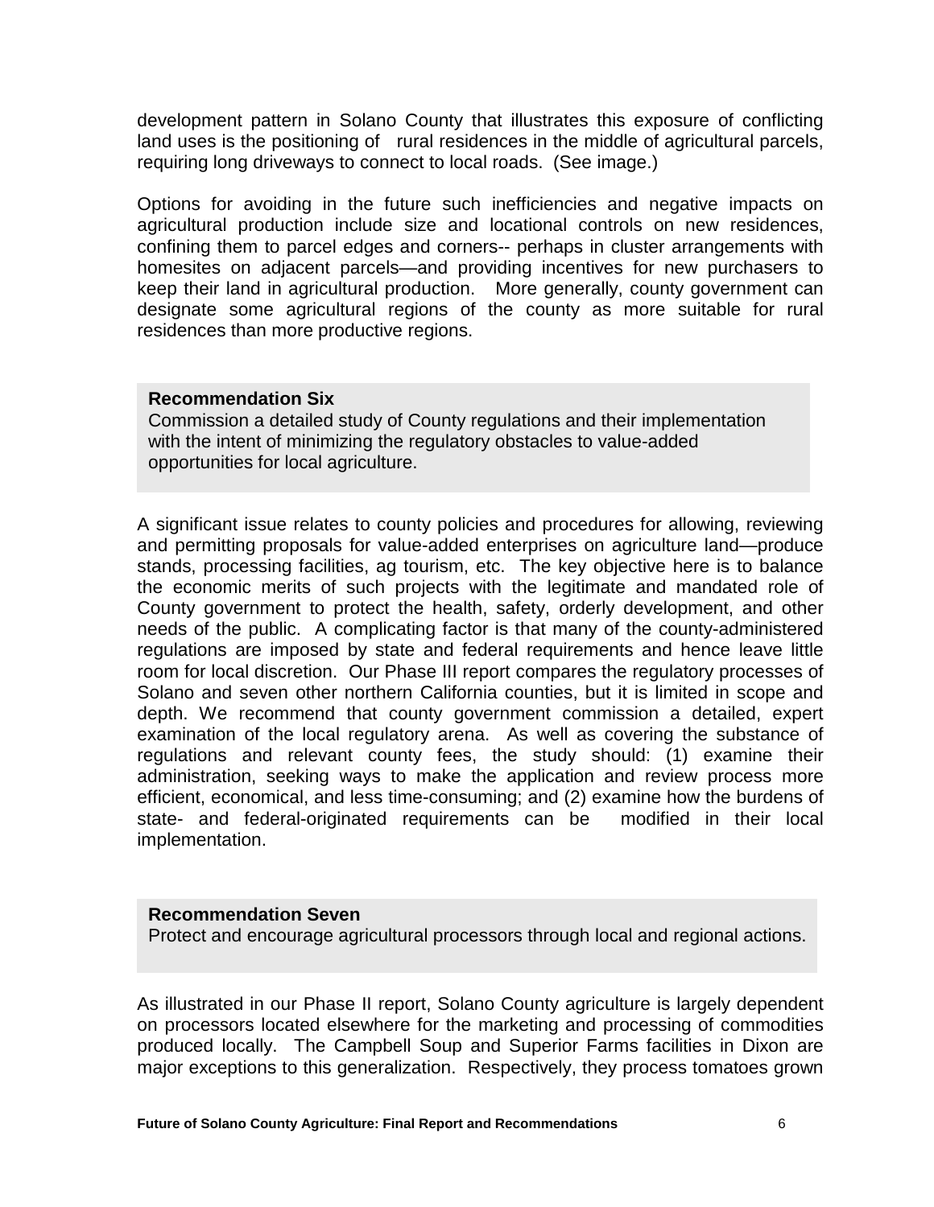development pattern in Solano County that illustrates this exposure of conflicting land uses is the positioning of rural residences in the middle of agricultural parcels, requiring long driveways to connect to local roads. (See image.)

Options for avoiding in the future such inefficiencies and negative impacts on agricultural production include size and locational controls on new residences, confining them to parcel edges and corners-- perhaps in cluster arrangements with homesites on adjacent parcels—and providing incentives for new purchasers to keep their land in agricultural production. More generally, county government can designate some agricultural regions of the county as more suitable for rural residences than more productive regions.

**Recommendation Six**

Commission a detailed study of County regulations and their implementation with the intent of minimizing the regulatory obstacles to value-added opportunities for local agriculture.

A significant issue relates to county policies and procedures for allowing, reviewing and permitting proposals for value-added enterprises on agriculture land—produce stands, processing facilities, ag tourism, etc. The key objective here is to balance the economic merits of such projects with the legitimate and mandated role of County government to protect the health, safety, orderly development, and other needs of the public. A complicating factor is that many of the county-administered regulations are imposed by state and federal requirements and hence leave little room for local discretion. Our Phase III report compares the regulatory processes of Solano and seven other northern California counties, but it is limited in scope and depth. We recommend that county government commission a detailed, expert examination of the local regulatory arena. As well as covering the substance of regulations and relevant county fees, the study should: (1) examine their administration, seeking ways to make the application and review process more efficient, economical, and less time-consuming; and (2) examine how the burdens of state- and federal-originated requirements can be modified in their local implementation.

**Recommendation Seven**

Protect and encourage agricultural processors through local and regional actions.

As illustrated in our Phase II report, Solano County agriculture is largely dependent on processors located elsewhere for the marketing and processing of commodities produced locally. The Campbell Soup and Superior Farms facilities in Dixon are major exceptions to this generalization. Respectively, they process tomatoes grown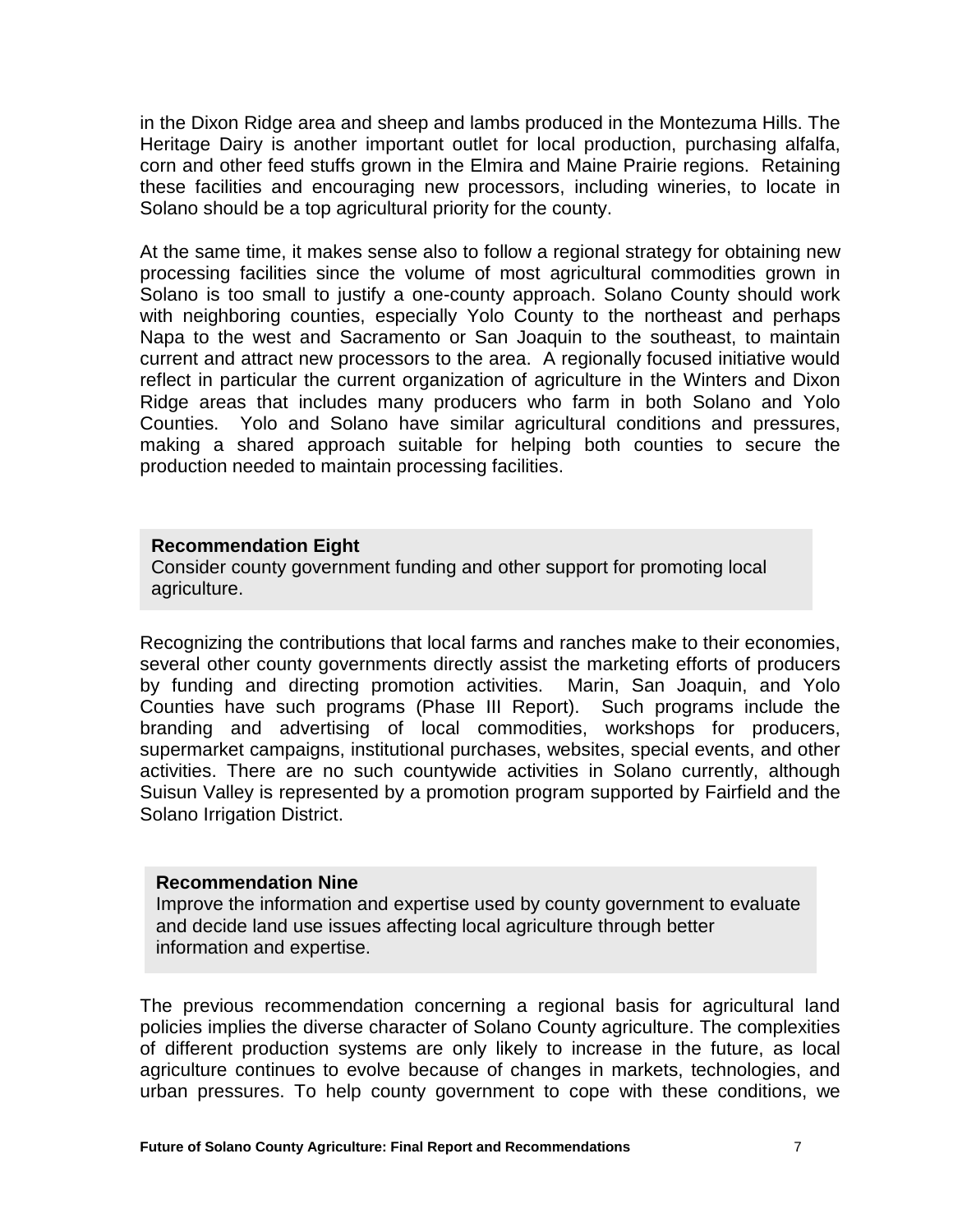in the Dixon Ridge area and sheep and lambs produced in the Montezuma Hills. The Heritage Dairy is another important outlet for local production, purchasing alfalfa, corn and other feed stuffs grown in the Elmira and Maine Prairie regions. Retaining these facilities and encouraging new processors, including wineries, to locate in Solano should be a top agricultural priority for the county.

At the same time, it makes sense also to follow a regional strategy for obtaining new processing facilities since the volume of most agricultural commodities grown in Solano is too small to justify a one-county approach. Solano County should work with neighboring counties, especially Yolo County to the northeast and perhaps Napa to the west and Sacramento or San Joaquin to the southeast, to maintain current and attract new processors to the area. A regionally focused initiative would reflect in particular the current organization of agriculture in the Winters and Dixon Ridge areas that includes many producers who farm in both Solano and Yolo Counties. Yolo and Solano have similar agricultural conditions and pressures, making a shared approach suitable for helping both counties to secure the production needed to maintain processing facilities.

**Recommendation Eight**
Consider county government funding and other support for promoting local agriculture.

Recognizing the contributions that local farms and ranches make to their economies, several other county governments directly assist the marketing efforts of producers by funding and directing promotion activities. Marin, San Joaquin, and Yolo Counties have such programs (Phase III Report). Such programs include the branding and advertising of local commodities, workshops for producers, supermarket campaigns, institutional purchases, websites, special events, and other activities. There are no such countywide activities in Solano currently, although Suisun Valley is represented by a promotion program supported by Fairfield and the Solano Irrigation District.

**Recommendation Nine**
Improve the information and expertise used by county government to evaluate and decide land use issues affecting local agriculture through better information and expertise.

The previous recommendation concerning a regional basis for agricultural land policies implies the diverse character of Solano County agriculture. The complexities of different production systems are only likely to increase in the future, as local agriculture continues to evolve because of changes in markets, technologies, and urban pressures. To help county government to cope with these conditions, we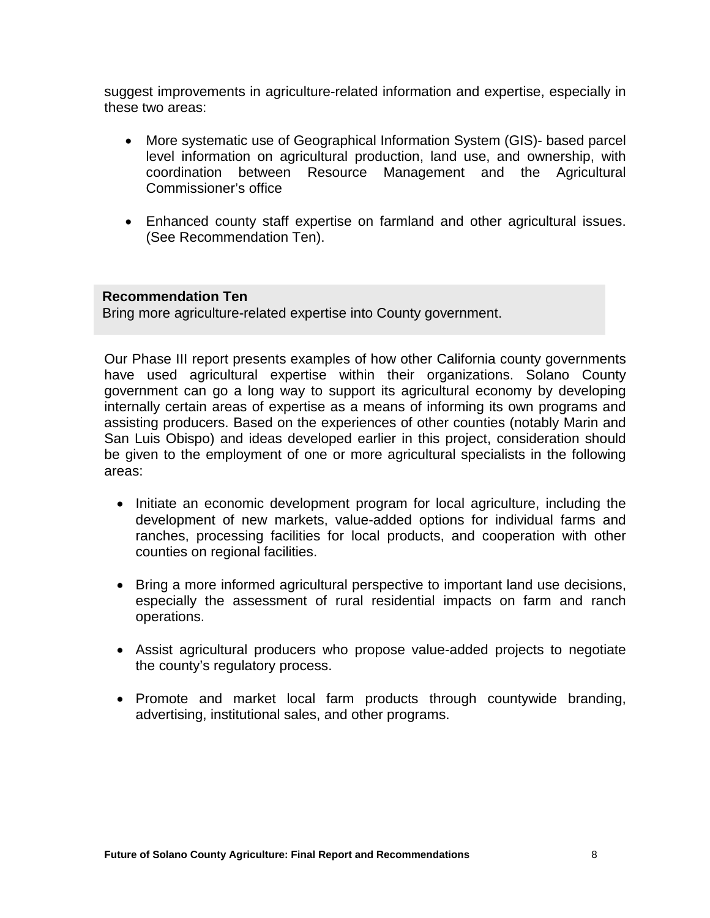suggest improvements in agriculture-related information and expertise, especially in these two areas:

- More systematic use of Geographical Information System (GIS)- based parcel level information on agricultural production, land use, and ownership, with coordination between Resource Management and the Agricultural Commissioner's office
- Enhanced county staff expertise on farmland and other agricultural issues. (See Recommendation Ten).

**Recommendation Ten**
Bring more agriculture-related expertise into County government.

Our Phase III report presents examples of how other California county governments have used agricultural expertise within their organizations. Solano County government can go a long way to support its agricultural economy by developing internally certain areas of expertise as a means of informing its own programs and assisting producers. Based on the experiences of other counties (notably Marin and San Luis Obispo) and ideas developed earlier in this project, consideration should be given to the employment of one or more agricultural specialists in the following areas:

- Initiate an economic development program for local agriculture, including the development of new markets, value-added options for individual farms and ranches, processing facilities for local products, and cooperation with other counties on regional facilities.
- Bring a more informed agricultural perspective to important land use decisions, especially the assessment of rural residential impacts on farm and ranch operations.
- Assist agricultural producers who propose value-added projects to negotiate the county's regulatory process.
- Promote and market local farm products through countywide branding, advertising, institutional sales, and other programs.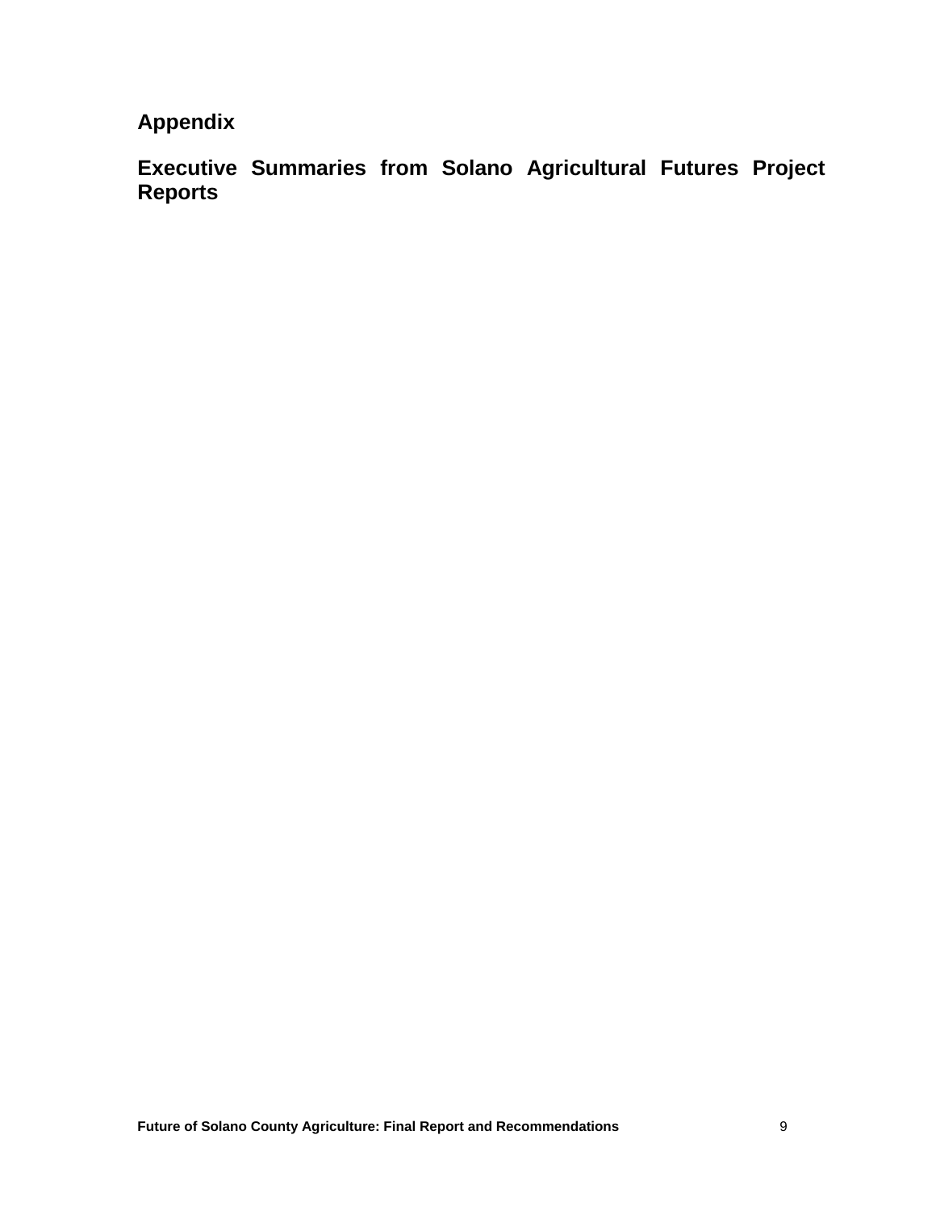# Appendix

## Executive Summaries from Solano Agricultural Futures Project Reports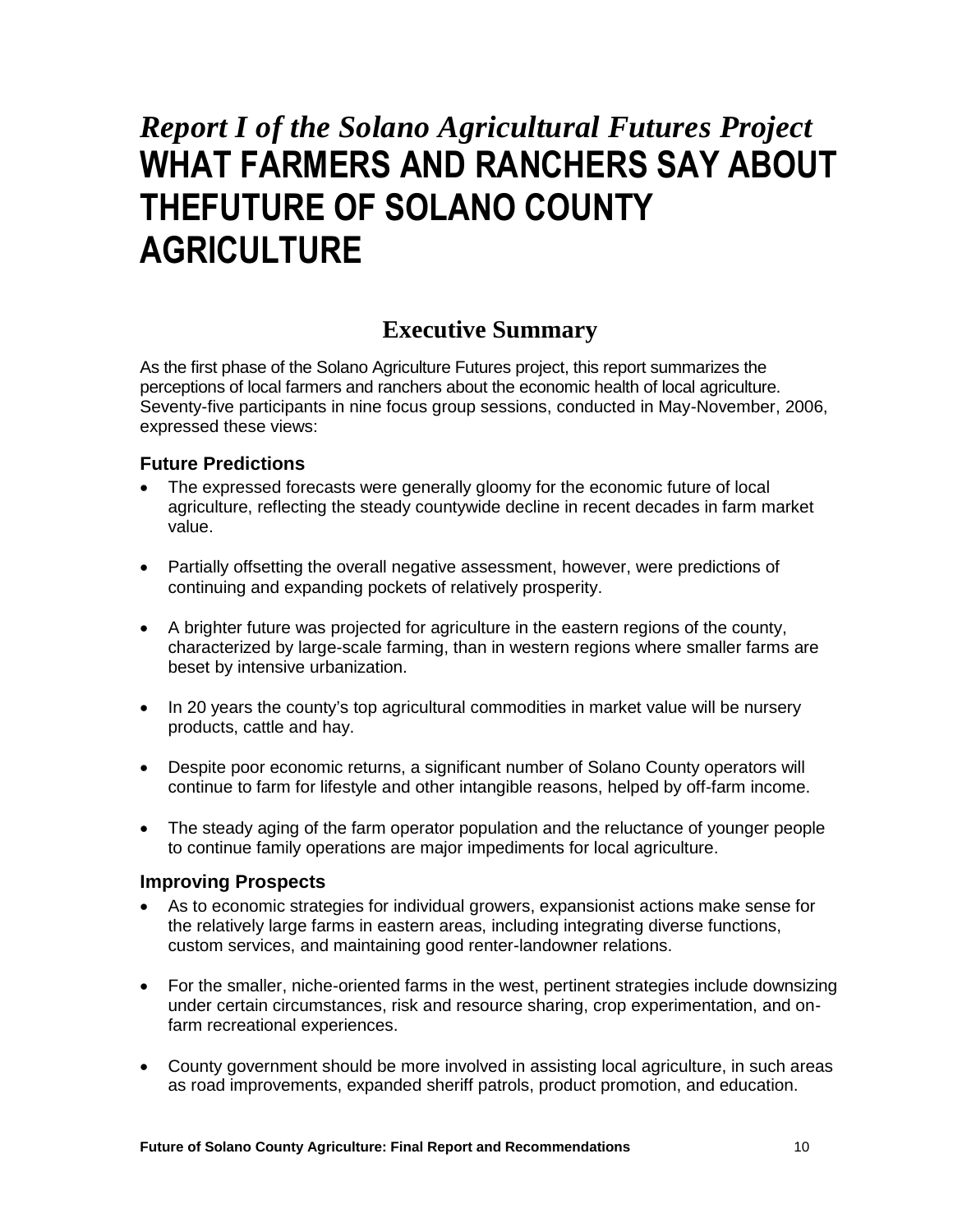# *Report I of the Solano Agricultural Futures Project* WHAT FARMERS AND RANCHERS SAY ABOUT THEFUTURE OF SOLANO COUNTY AGRICULTURE

## Executive Summary

As the first phase of the Solano Agriculture Futures project, this report summarizes the perceptions of local farmers and ranchers about the economic health of local agriculture. Seventy-five participants in nine focus group sessions, conducted in May-November, 2006, expressed these views:

### Future Predictions

- The expressed forecasts were generally gloomy for the economic future of local agriculture, reflecting the steady countywide decline in recent decades in farm market value.
- Partially offsetting the overall negative assessment, however, were predictions of continuing and expanding pockets of relatively prosperity.
- A brighter future was projected for agriculture in the eastern regions of the county, characterized by large-scale farming, than in western regions where smaller farms are beset by intensive urbanization.
- In 20 years the county's top agricultural commodities in market value will be nursery products, cattle and hay.
- Despite poor economic returns, a significant number of Solano County operators will continue to farm for lifestyle and other intangible reasons, helped by off-farm income.
- The steady aging of the farm operator population and the reluctance of younger people to continue family operations are major impediments for local agriculture.

### Improving Prospects

- As to economic strategies for individual growers, expansionist actions make sense for the relatively large farms in eastern areas, including integrating diverse functions, custom services, and maintaining good renter-landowner relations.
- For the smaller, niche-oriented farms in the west, pertinent strategies include downsizing under certain circumstances, risk and resource sharing, crop experimentation, and on-farm recreational experiences.
- County government should be more involved in assisting local agriculture, in such areas as road improvements, expanded sheriff patrols, product promotion, and education.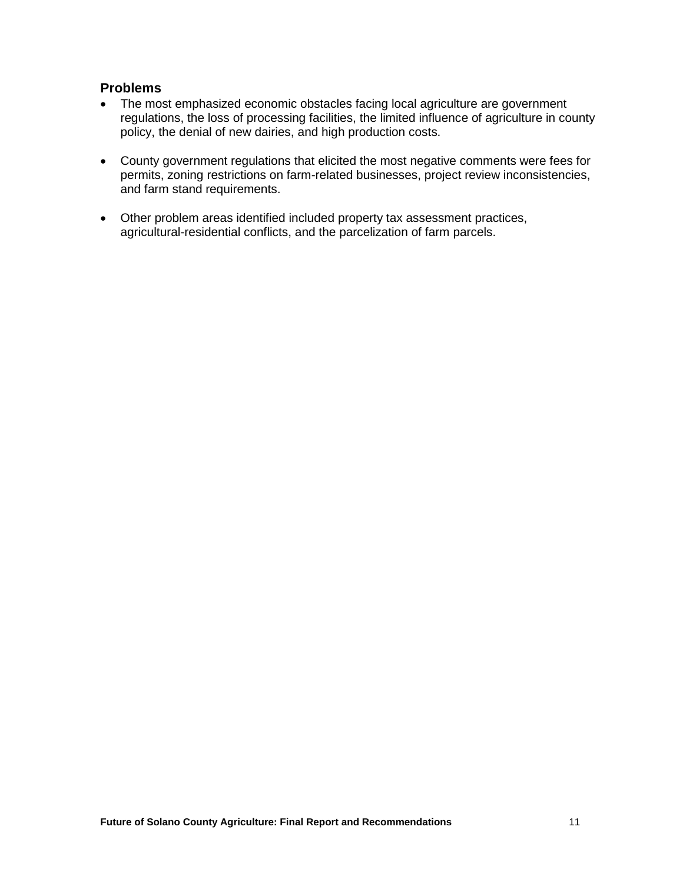### Problems

- The most emphasized economic obstacles facing local agriculture are government regulations, the loss of processing facilities, the limited influence of agriculture in county policy, the denial of new dairies, and high production costs.

- County government regulations that elicited the most negative comments were fees for permits, zoning restrictions on farm-related businesses, project review inconsistencies, and farm stand requirements.

- Other problem areas identified included property tax assessment practices, agricultural-residential conflicts, and the parcelization of farm parcels.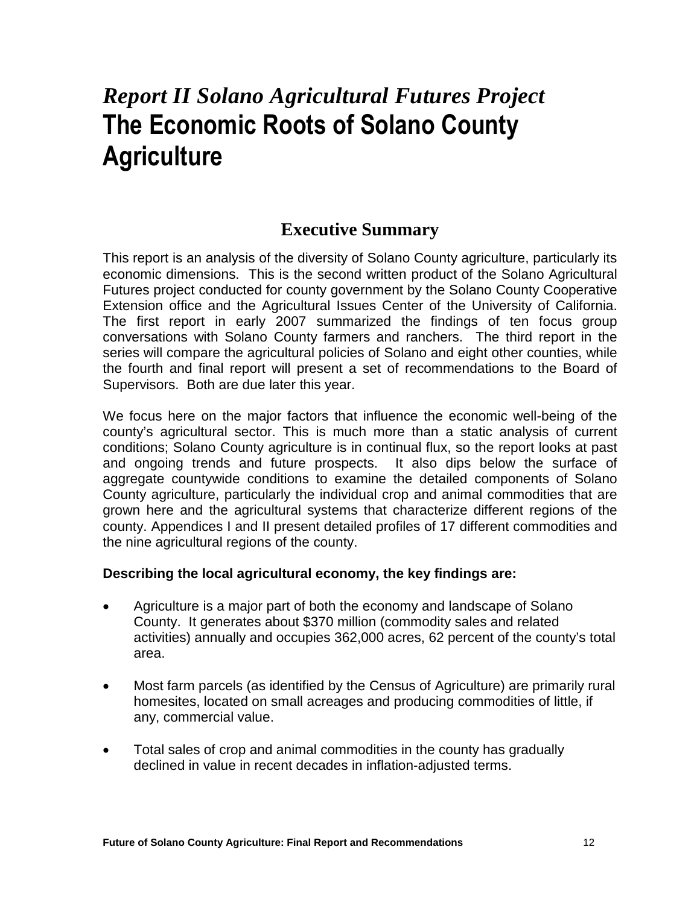# *Report II Solano Agricultural Futures Project*
# The Economic Roots of Solano County Agriculture

## Executive Summary

This report is an analysis of the diversity of Solano County agriculture, particularly its economic dimensions. This is the second written product of the Solano Agricultural Futures project conducted for county government by the Solano County Cooperative Extension office and the Agricultural Issues Center of the University of California. The first report in early 2007 summarized the findings of ten focus group conversations with Solano County farmers and ranchers. The third report in the series will compare the agricultural policies of Solano and eight other counties, while the fourth and final report will present a set of recommendations to the Board of Supervisors. Both are due later this year.

We focus here on the major factors that influence the economic well-being of the county's agricultural sector. This is much more than a static analysis of current conditions; Solano County agriculture is in continual flux, so the report looks at past and ongoing trends and future prospects. It also dips below the surface of aggregate countywide conditions to examine the detailed components of Solano County agriculture, particularly the individual crop and animal commodities that are grown here and the agricultural systems that characterize different regions of the county. Appendices I and II present detailed profiles of 17 different commodities and the nine agricultural regions of the county.

**Describing the local agricultural economy, the key findings are:**

- Agriculture is a major part of both the economy and landscape of Solano County. It generates about $370 million (commodity sales and related activities) annually and occupies 362,000 acres, 62 percent of the county's total area.
- Most farm parcels (as identified by the Census of Agriculture) are primarily rural homesites, located on small acreages and producing commodities of little, if any, commercial value.
- Total sales of crop and animal commodities in the county has gradually declined in value in recent decades in inflation-adjusted terms.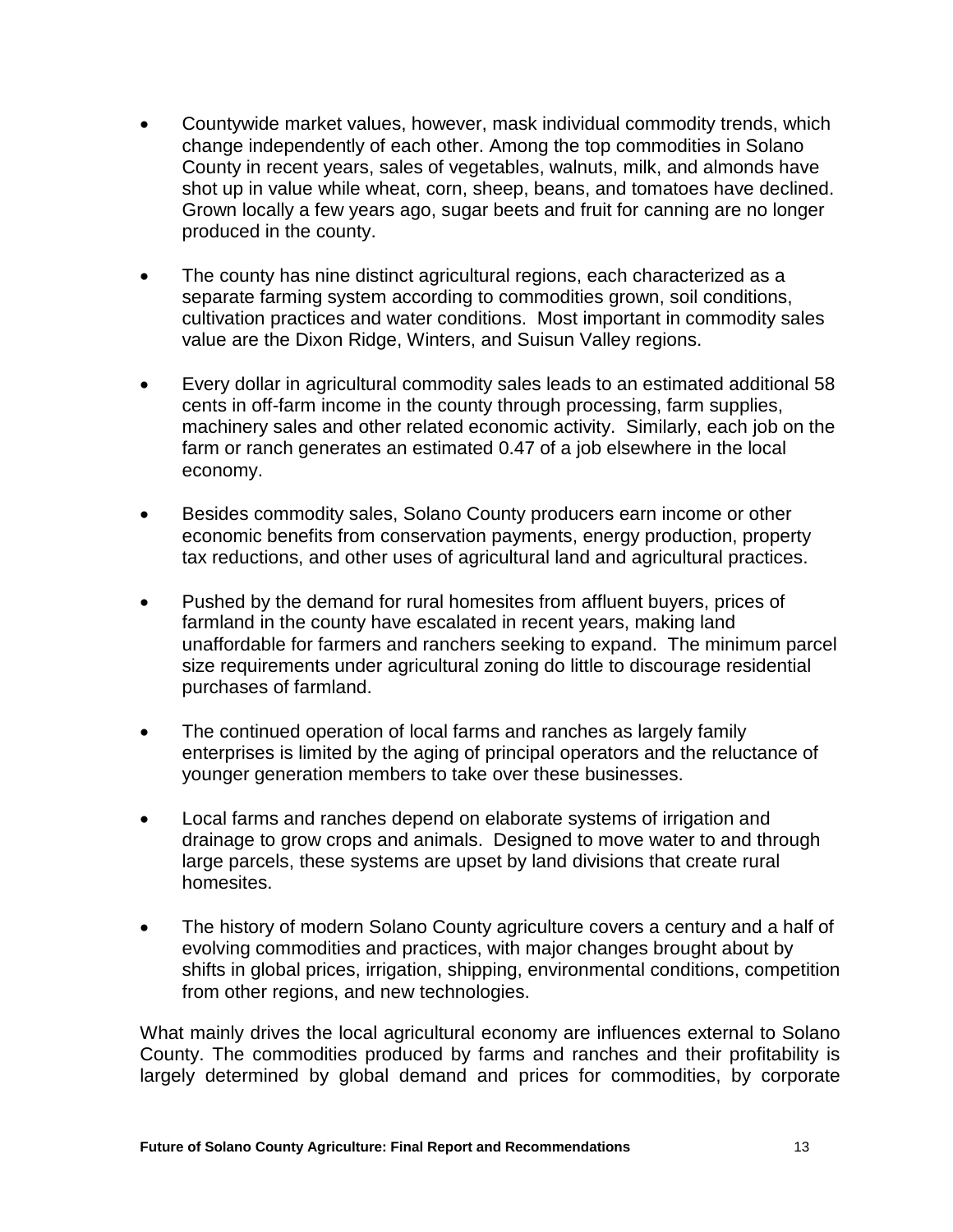- Countywide market values, however, mask individual commodity trends, which change independently of each other. Among the top commodities in Solano County in recent years, sales of vegetables, walnuts, milk, and almonds have shot up in value while wheat, corn, sheep, beans, and tomatoes have declined. Grown locally a few years ago, sugar beets and fruit for canning are no longer produced in the county.

- The county has nine distinct agricultural regions, each characterized as a separate farming system according to commodities grown, soil conditions, cultivation practices and water conditions. Most important in commodity sales value are the Dixon Ridge, Winters, and Suisun Valley regions.

- Every dollar in agricultural commodity sales leads to an estimated additional 58 cents in off-farm income in the county through processing, farm supplies, machinery sales and other related economic activity. Similarly, each job on the farm or ranch generates an estimated 0.47 of a job elsewhere in the local economy.

- Besides commodity sales, Solano County producers earn income or other economic benefits from conservation payments, energy production, property tax reductions, and other uses of agricultural land and agricultural practices.

- Pushed by the demand for rural homesites from affluent buyers, prices of farmland in the county have escalated in recent years, making land unaffordable for farmers and ranchers seeking to expand. The minimum parcel size requirements under agricultural zoning do little to discourage residential purchases of farmland.

- The continued operation of local farms and ranches as largely family enterprises is limited by the aging of principal operators and the reluctance of younger generation members to take over these businesses.

- Local farms and ranches depend on elaborate systems of irrigation and drainage to grow crops and animals. Designed to move water to and through large parcels, these systems are upset by land divisions that create rural homesites.

- The history of modern Solano County agriculture covers a century and a half of evolving commodities and practices, with major changes brought about by shifts in global prices, irrigation, shipping, environmental conditions, competition from other regions, and new technologies.

What mainly drives the local agricultural economy are influences external to Solano County. The commodities produced by farms and ranches and their profitability is largely determined by global demand and prices for commodities, by corporate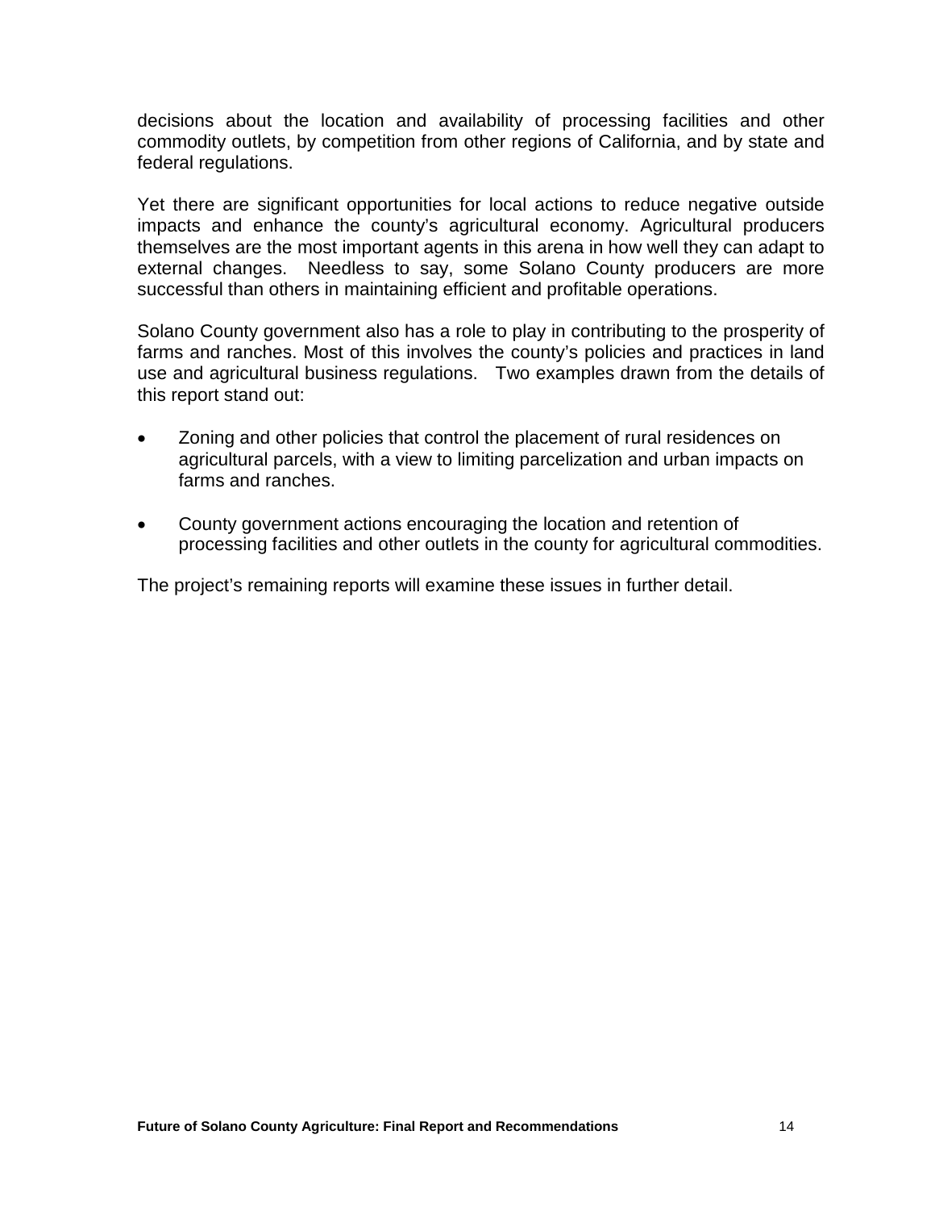decisions about the location and availability of processing facilities and other commodity outlets, by competition from other regions of California, and by state and federal regulations.

Yet there are significant opportunities for local actions to reduce negative outside impacts and enhance the county's agricultural economy. Agricultural producers themselves are the most important agents in this arena in how well they can adapt to external changes. Needless to say, some Solano County producers are more successful than others in maintaining efficient and profitable operations.

Solano County government also has a role to play in contributing to the prosperity of farms and ranches. Most of this involves the county's policies and practices in land use and agricultural business regulations. Two examples drawn from the details of this report stand out:

- Zoning and other policies that control the placement of rural residences on agricultural parcels, with a view to limiting parcelization and urban impacts on farms and ranches.

- County government actions encouraging the location and retention of processing facilities and other outlets in the county for agricultural commodities.

The project's remaining reports will examine these issues in further detail.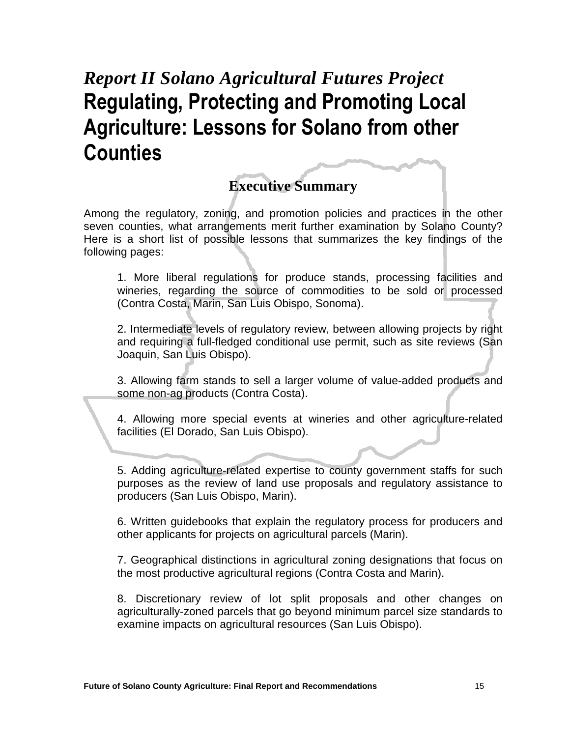# *Report II Solano Agricultural Futures Project* Regulating, Protecting and Promoting Local Agriculture: Lessons for Solano from other Counties

## Executive Summary

Among the regulatory, zoning, and promotion policies and practices in the other seven counties, what arrangements merit further examination by Solano County? Here is a short list of possible lessons that summarizes the key findings of the following pages:

1. More liberal regulations for produce stands, processing facilities and wineries, regarding the source of commodities to be sold or processed (Contra Costa, Marin, San Luis Obispo, Sonoma).

2. Intermediate levels of regulatory review, between allowing projects by right and requiring a full-fledged conditional use permit, such as site reviews (San Joaquin, San Luis Obispo).

3. Allowing farm stands to sell a larger volume of value-added products and some non-ag products (Contra Costa).

4. Allowing more special events at wineries and other agriculture-related facilities (El Dorado, San Luis Obispo).

5. Adding agriculture-related expertise to county government staffs for such purposes as the review of land use proposals and regulatory assistance to producers (San Luis Obispo, Marin).

6. Written guidebooks that explain the regulatory process for producers and other applicants for projects on agricultural parcels (Marin).

7. Geographical distinctions in agricultural zoning designations that focus on the most productive agricultural regions (Contra Costa and Marin).

8. Discretionary review of lot split proposals and other changes on agriculturally-zoned parcels that go beyond minimum parcel size standards to examine impacts on agricultural resources (San Luis Obispo).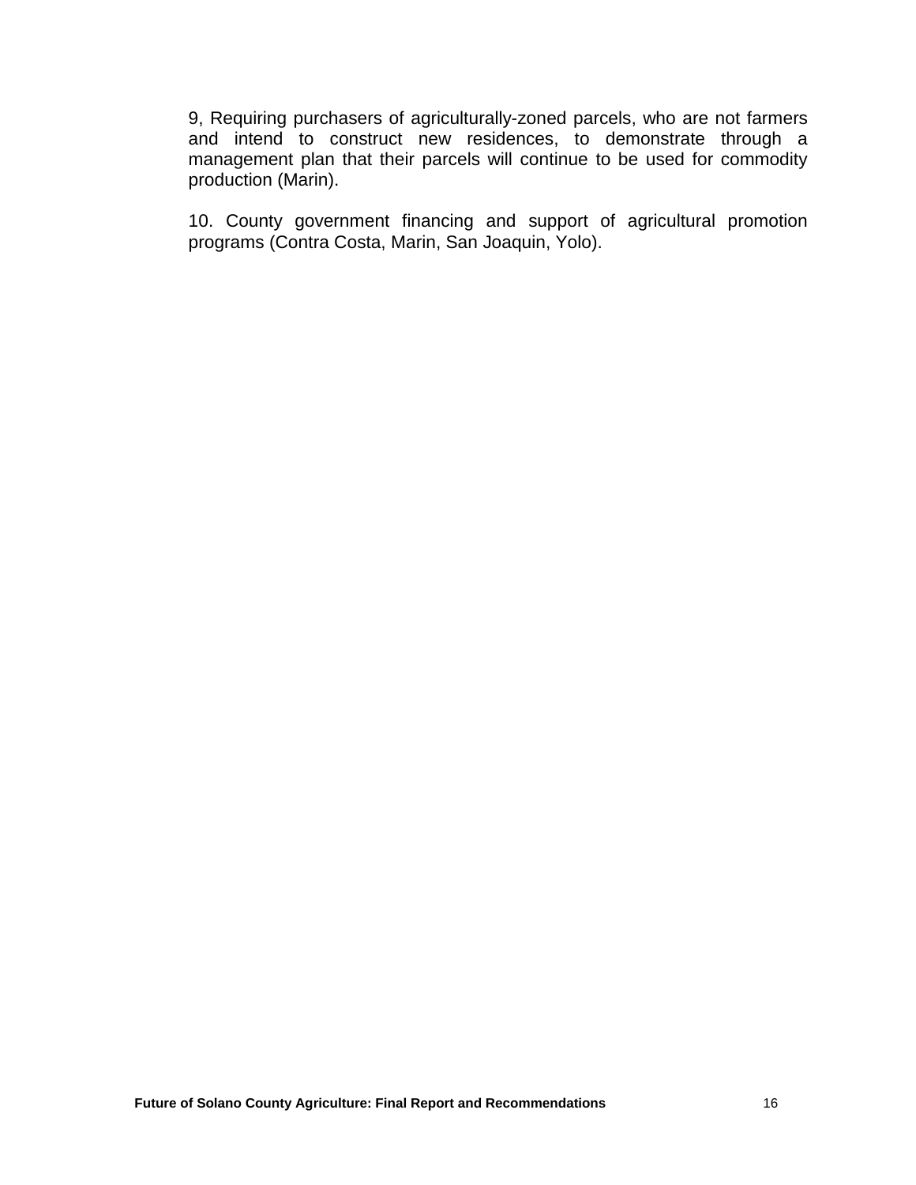9, Requiring purchasers of agriculturally-zoned parcels, who are not farmers and intend to construct new residences, to demonstrate through a management plan that their parcels will continue to be used for commodity production (Marin).

10. County government financing and support of agricultural promotion programs (Contra Costa, Marin, San Joaquin, Yolo).